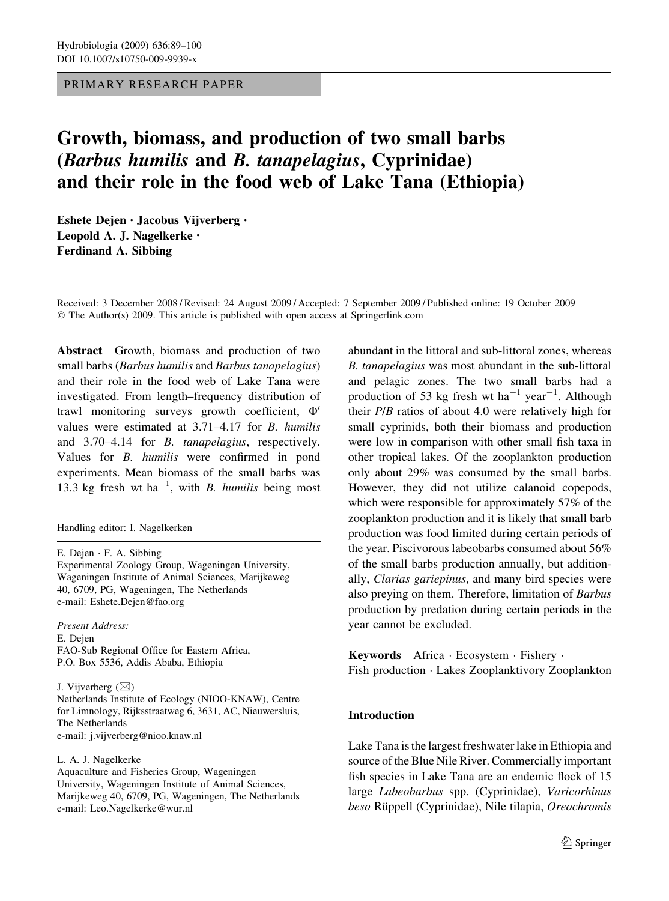PRIMARY RESEARCH PAPER

# Growth, biomass, and production of two small barbs (*Barbus humilis* and *B. tanapelagius*, Cyprinidae) and their role in the food web of Lake Tana (Ethiopia)

**Eshete Dejen · Jacobus Vijverberg · Leopold A. J. Nagelkerke · Ferdinand A. Sibbing**

Received: 3 December 2008 / Revised: 24 August 2009 / Accepted: 7 September 2009 / Published online: 19 October 2009
© The Author(s) 2009. This article is published with open access at Springerlink.com

**Abstract** Growth, biomass and production of two small barbs (*Barbus humilis* and *Barbus tanapelagius*) and their role in the food web of Lake Tana were investigated. From length–frequency distribution of trawl monitoring surveys growth coefficient, $\Phi'$ values were estimated at 3.71–4.17 for *B. humilis* and 3.70–4.14 for *B. tanapelagius*, respectively. Values for *B. humilis* were confirmed in pond experiments. Mean biomass of the small barbs was 13.3 kg fresh wt ha$^{-1}$, with *B. humilis* being most abundant in the littoral and sub-littoral zones, whereas *B. tanapelagius* was most abundant in the sub-littoral and pelagic zones. The two small barbs had a production of 53 kg fresh wt ha$^{-1}$ year$^{-1}$. Although their *P*/*B* ratios of about 4.0 were relatively high for small cyprinids, both their biomass and production were low in comparison with other small fish taxa in other tropical lakes. Of the zooplankton production only about 29% was consumed by the small barbs. However, they did not utilize calanoid copepods, which were responsible for approximately 57% of the zooplankton production and it is likely that small barb production was food limited during certain periods of the year. Piscivorous labeobarbs consumed about 56% of the small barbs production annually, but additionally, *Clarias gariepinus*, and many bird species were also preying on them. Therefore, limitation of *Barbus* production by predation during certain periods in the year cannot be excluded.

**Keywords** Africa · Ecosystem · Fishery · Fish production · Lakes Zooplanktivory Zooplankton

Handling editor: I. Nagelkerken

E. Dejen · F. A. Sibbing
Experimental Zoology Group, Wageningen University, Wageningen Institute of Animal Sciences, Marijkeweg 40, 6709, PG, Wageningen, The Netherlands
e-mail: Eshete.Dejen@fao.org

*Present Address:*
E. Dejen
FAO-Sub Regional Office for Eastern Africa, P.O. Box 5536, Addis Ababa, Ethiopia

J. Vijverberg (✉)
Netherlands Institute of Ecology (NIOO-KNAW), Centre for Limnology, Rijksstraatweg 6, 3631, AC, Nieuwersluis, The Netherlands
e-mail: j.vijverberg@nioo.knaw.nl

L. A. J. Nagelkerke
Aquaculture and Fisheries Group, Wageningen University, Wageningen Institute of Animal Sciences, Marijkeweg 40, 6709, PG, Wageningen, The Netherlands
e-mail: Leo.Nagelkerke@wur.nl

## Introduction

Lake Tana is the largest freshwater lake in Ethiopia and source of the Blue Nile River. Commercially important fish species in Lake Tana are an endemic flock of 15 large *Labeobarbus* spp. (Cyprinidae), *Varicorhinus beso* Rüppell (Cyprinidae), Nile tilapia, *Oreochromis*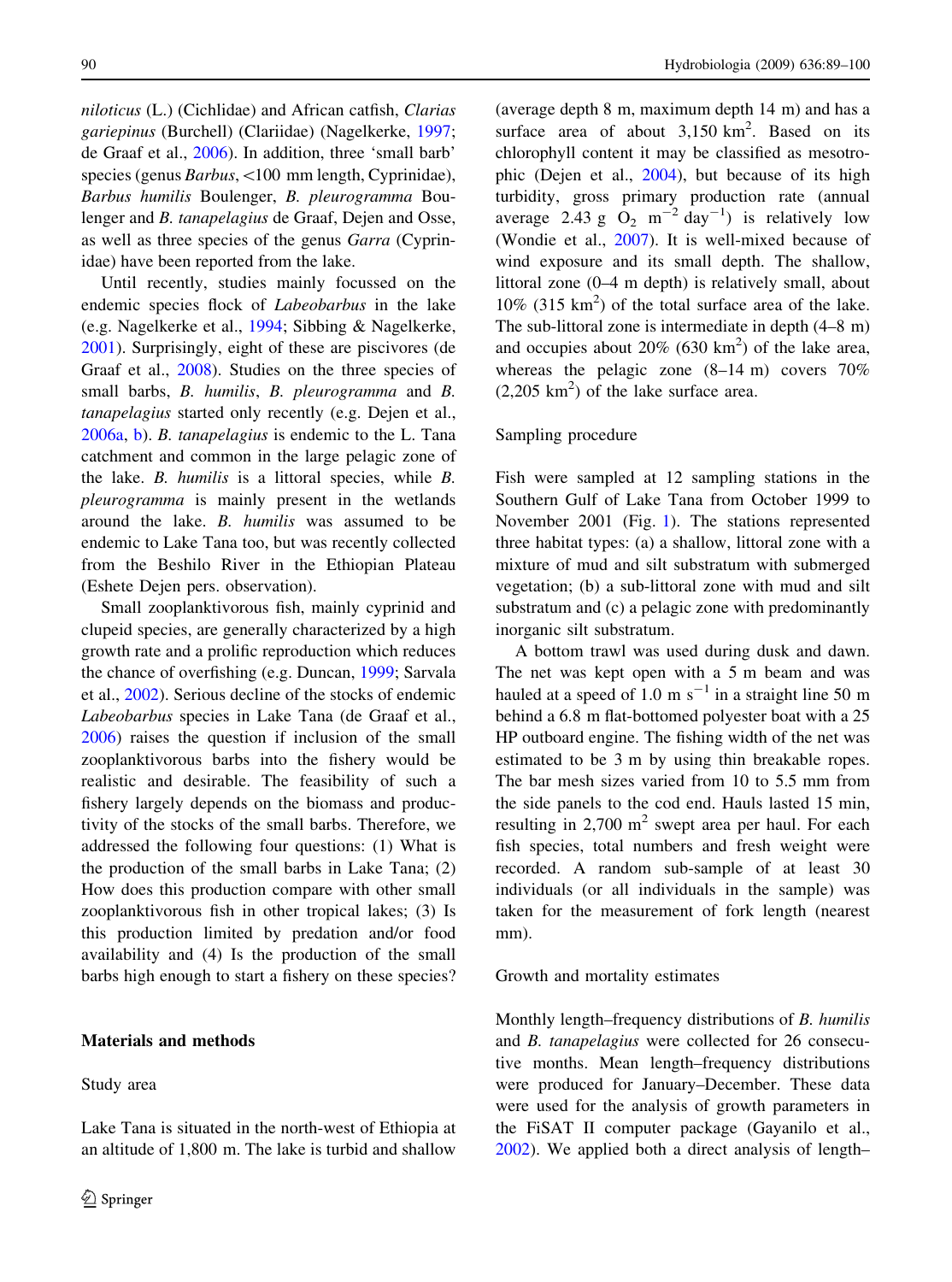*niloticus* (L.) (Cichlidae) and African catfish, *Clarias gariepinus* (Burchell) (Clariidae) (Nagelkerke, 1997; de Graaf et al., 2006). In addition, three 'small barb' species (genus *Barbus*, <100 mm length, Cyprinidae), *Barbus humilis* Boulenger, *B. pleurogramma* Boulenger and *B. tanapelagius* de Graaf, Dejen and Osse, as well as three species of the genus *Garra* (Cyprinidae) have been reported from the lake.

Until recently, studies mainly focussed on the endemic species flock of *Labeobarbus* in the lake (e.g. Nagelkerke et al., 1994; Sibbing & Nagelkerke, 2001). Surprisingly, eight of these are piscivores (de Graaf et al., 2008). Studies on the three species of small barbs, *B. humilis*, *B. pleurogramma* and *B. tanapelagius* started only recently (e.g. Dejen et al., 2006a, b). *B. tanapelagius* is endemic to the L. Tana catchment and common in the large pelagic zone of the lake. *B. humilis* is a littoral species, while *B. pleurogramma* is mainly present in the wetlands around the lake. *B. humilis* was assumed to be endemic to Lake Tana too, but was recently collected from the Beshilo River in the Ethiopian Plateau (Eshete Dejen pers. observation).

Small zooplanktivorous fish, mainly cyprinid and clupeid species, are generally characterized by a high growth rate and a prolific reproduction which reduces the chance of overfishing (e.g. Duncan, 1999; Sarvala et al., 2002). Serious decline of the stocks of endemic *Labeobarbus* species in Lake Tana (de Graaf et al., 2006) raises the question if inclusion of the small zooplanktivorous barbs into the fishery would be realistic and desirable. The feasibility of such a fishery largely depends on the biomass and productivity of the stocks of the small barbs. Therefore, we addressed the following four questions: (1) What is the production of the small barbs in Lake Tana; (2) How does this production compare with other small zooplanktivorous fish in other tropical lakes; (3) Is this production limited by predation and/or food availability and (4) Is the production of the small barbs high enough to start a fishery on these species?

## Materials and methods

### Study area

Lake Tana is situated in the north-west of Ethiopia at an altitude of 1,800 m. The lake is turbid and shallow (average depth 8 m, maximum depth 14 m) and has a surface area of about 3,150 km$^2$. Based on its chlorophyll content it may be classified as mesotrophic (Dejen et al., 2004), but because of its high turbidity, gross primary production rate (annual average 2.43 g $O_2$ m$^{-2}$ day$^{-1}$) is relatively low (Wondie et al., 2007). It is well-mixed because of wind exposure and its small depth. The shallow, littoral zone (0–4 m depth) is relatively small, about 10% (315 km$^2$) of the total surface area of the lake. The sub-littoral zone is intermediate in depth (4–8 m) and occupies about 20% (630 km$^2$) of the lake area, whereas the pelagic zone (8–14 m) covers 70% (2,205 km$^2$) of the lake surface area.

### Sampling procedure

Fish were sampled at 12 sampling stations in the Southern Gulf of Lake Tana from October 1999 to November 2001 (Fig. 1). The stations represented three habitat types: (a) a shallow, littoral zone with a mixture of mud and silt substratum with submerged vegetation; (b) a sub-littoral zone with mud and silt substratum and (c) a pelagic zone with predominantly inorganic silt substratum.

A bottom trawl was used during dusk and dawn. The net was kept open with a 5 m beam and was hauled at a speed of 1.0 m s$^{-1}$ in a straight line 50 m behind a 6.8 m flat-bottomed polyester boat with a 25 HP outboard engine. The fishing width of the net was estimated to be 3 m by using thin breakable ropes. The bar mesh sizes varied from 10 to 5.5 mm from the side panels to the cod end. Hauls lasted 15 min, resulting in 2,700 m$^2$ swept area per haul. For each fish species, total numbers and fresh weight were recorded. A random sub-sample of at least 30 individuals (or all individuals in the sample) was taken for the measurement of fork length (nearest mm).

### Growth and mortality estimates

Monthly length–frequency distributions of *B. humilis* and *B. tanapelagius* were collected for 26 consecutive months. Mean length–frequency distributions were produced for January–December. These data were used for the analysis of growth parameters in the FiSAT II computer package (Gayanilo et al., 2002). We applied both a direct analysis of length–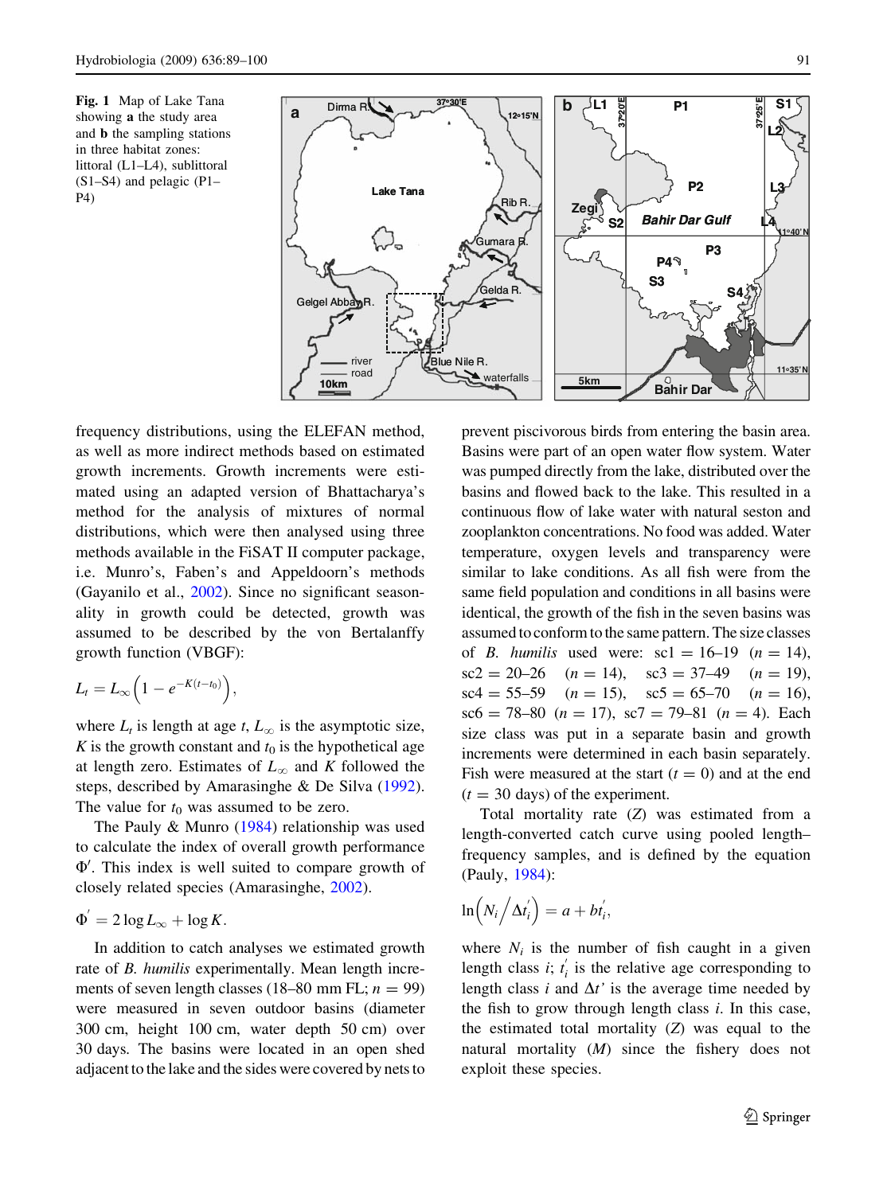Fig. 1 Map of Lake Tana showing **a** the study area and **b** the sampling stations in three habitat zones: littoral (L1–L4), sublittoral (S1–S4) and pelagic (P1–P4)

frequency distributions, using the ELEFAN method, as well as more indirect methods based on estimated growth increments. Growth increments were estimated using an adapted version of Bhattacharya's method for the analysis of mixtures of normal distributions, which were then analysed using three methods available in the FiSAT II computer package, i.e. Munro's, Faben's and Appeldoorn's methods (Gayanilo et al., 2002). Since no significant seasonality in growth could be detected, growth was assumed to be described by the von Bertalanffy growth function (VBGF):

$$L_t = L_\infty \left(1 - e^{-K(t - t_0)}\right),$$

where $L_t$ is length at age $t$, $L_\infty$ is the asymptotic size, $K$ is the growth constant and $t_0$ is the hypothetical age at length zero. Estimates of $L_\infty$ and $K$ followed the steps, described by Amarasinghe & De Silva (1992). The value for $t_0$ was assumed to be zero.

The Pauly & Munro (1984) relationship was used to calculate the index of overall growth performance $\Phi'$. This index is well suited to compare growth of closely related species (Amarasinghe, 2002).

$$\Phi' = 2\log L_\infty + \log K.$$

In addition to catch analyses we estimated growth rate of *B. humilis* experimentally. Mean length increments of seven length classes (18–80 mm FL; $n = 99$) were measured in seven outdoor basins (diameter 300 cm, height 100 cm, water depth 50 cm) over 30 days. The basins were located in an open shed adjacent to the lake and the sides were covered by nets to prevent piscivorous birds from entering the basin area. Basins were part of an open water flow system. Water was pumped directly from the lake, distributed over the basins and flowed back to the lake. This resulted in a continuous flow of lake water with natural seston and zooplankton concentrations. No food was added. Water temperature, oxygen levels and transparency were similar to lake conditions. As all fish were from the same field population and conditions in all basins were identical, the growth of the fish in the seven basins was assumed to conform to the same pattern. The size classes of *B. humilis* used were: sc1 = 16–19 ($n = 14$), sc2 = 20–26 ($n = 14$), sc3 = 37–49 ($n = 19$), sc4 = 55–59 ($n = 15$), sc5 = 65–70 ($n = 16$), sc6 = 78–80 ($n = 17$), sc7 = 79–81 ($n = 4$). Each size class was put in a separate basin and growth increments were determined in each basin separately. Fish were measured at the start ($t = 0$) and at the end ($t = 30$ days) of the experiment.

Total mortality rate ($Z$) was estimated from a length-converted catch curve using pooled length–frequency samples, and is defined by the equation (Pauly, 1984):

$$\ln\left(N_i \big/ \Delta t_i'\right) = a + bt_i',$$

where $N_i$ is the number of fish caught in a given length class $i$; $t_i'$ is the relative age corresponding to length class $i$ and $\Delta t'$ is the average time needed by the fish to grow through length class $i$. In this case, the estimated total mortality ($Z$) was equal to the natural mortality ($M$) since the fishery does not exploit these species.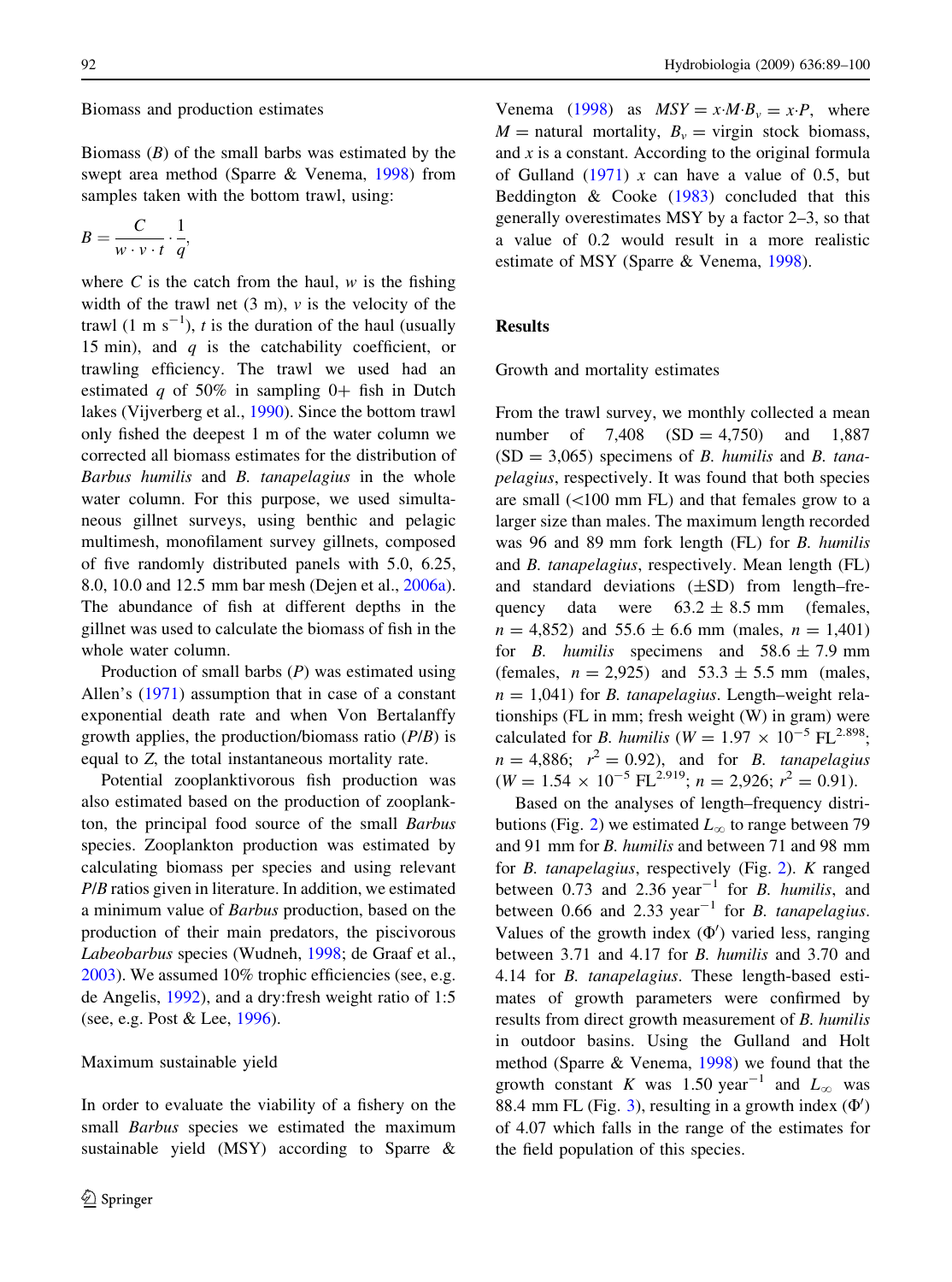### Biomass and production estimates

Biomass ($B$) of the small barbs was estimated by the swept area method (Sparre & Venema, 1998) from samples taken with the bottom trawl, using:

$$B = \frac{C}{w \cdot v \cdot t} \cdot \frac{1}{q},$$

where $C$ is the catch from the haul, $w$ is the fishing width of the trawl net (3 m), $v$ is the velocity of the trawl (1 m s$^{-1}$), $t$ is the duration of the haul (usually 15 min), and $q$ is the catchability coefficient, or trawling efficiency. The trawl we used had an estimated $q$ of 50% in sampling 0+ fish in Dutch lakes (Vijverberg et al., 1990). Since the bottom trawl only fished the deepest 1 m of the water column we corrected all biomass estimates for the distribution of *Barbus humilis* and *B. tanapelagius* in the whole water column. For this purpose, we used simultaneous gillnet surveys, using benthic and pelagic multimesh, monofilament survey gillnets, composed of five randomly distributed panels with 5.0, 6.25, 8.0, 10.0 and 12.5 mm bar mesh (Dejen et al., 2006a). The abundance of fish at different depths in the gillnet was used to calculate the biomass of fish in the whole water column.

Production of small barbs ($P$) was estimated using Allen's (1971) assumption that in case of a constant exponential death rate and when Von Bertalanffy growth applies, the production/biomass ratio ($P/B$) is equal to $Z$, the total instantaneous mortality rate.

Potential zooplanktivorous fish production was also estimated based on the production of zooplankton, the principal food source of the small *Barbus* species. Zooplankton production was estimated by calculating biomass per species and using relevant $P/B$ ratios given in literature. In addition, we estimated a minimum value of *Barbus* production, based on the production of their main predators, the piscivorous *Labeobarbus* species (Wudneh, 1998; de Graaf et al., 2003). We assumed 10% trophic efficiencies (see, e.g. de Angelis, 1992), and a dry:fresh weight ratio of 1:5 (see, e.g. Post & Lee, 1996).

### Maximum sustainable yield

In order to evaluate the viability of a fishery on the small *Barbus* species we estimated the maximum sustainable yield (MSY) according to Sparre & Venema (1998) as $MSY = x{\cdot}M{\cdot}B_v = x{\cdot}P$, where $M$ = natural mortality, $B_v$ = virgin stock biomass, and $x$ is a constant. According to the original formula of Gulland (1971) $x$ can have a value of 0.5, but Beddington & Cooke (1983) concluded that this generally overestimates MSY by a factor 2–3, so that a value of 0.2 would result in a more realistic estimate of MSY (Sparre & Venema, 1998).

## Results

### Growth and mortality estimates

From the trawl survey, we monthly collected a mean number of 7,408 (SD = 4,750) and 1,887 (SD = 3,065) specimens of *B. humilis* and *B. tanapelagius*, respectively. It was found that both species are small (<100 mm FL) and that females grow to a larger size than males. The maximum length recorded was 96 and 89 mm fork length (FL) for *B. humilis* and *B. tanapelagius*, respectively. Mean length (FL) and standard deviations (±SD) from length–frequency data were 63.2 ± 8.5 mm (females, $n$ = 4,852) and 55.6 ± 6.6 mm (males, $n$ = 1,401) for *B. humilis* specimens and 58.6 ± 7.9 mm (females, $n$ = 2,925) and 53.3 ± 5.5 mm (males, $n$ = 1,041) for *B. tanapelagius*. Length–weight relationships (FL in mm; fresh weight (W) in gram) were calculated for *B. humilis* ($W = 1.97 \times 10^{-5}\ \text{FL}^{2.898}$; $n$ = 4,886; $r^2 = 0.92$), and for *B. tanapelagius* ($W = 1.54 \times 10^{-5}\ \text{FL}^{2.919}$; $n$ = 2,926; $r^2 = 0.91$).

Based on the analyses of length–frequency distributions (Fig. 2) we estimated $L_\infty$ to range between 79 and 91 mm for *B. humilis* and between 71 and 98 mm for *B. tanapelagius*, respectively (Fig. 2). $K$ ranged between 0.73 and 2.36 year$^{-1}$ for *B. humilis*, and between 0.66 and 2.33 year$^{-1}$ for *B. tanapelagius*. Values of the growth index ($\Phi'$) varied less, ranging between 3.71 and 4.17 for *B. humilis* and 3.70 and 4.14 for *B. tanapelagius*. These length-based estimates of growth parameters were confirmed by results from direct growth measurement of *B. humilis* in outdoor basins. Using the Gulland and Holt method (Sparre & Venema, 1998) we found that the growth constant $K$ was 1.50 year$^{-1}$ and $L_\infty$ was 88.4 mm FL (Fig. 3), resulting in a growth index ($\Phi'$) of 4.07 which falls in the range of the estimates for the field population of this species.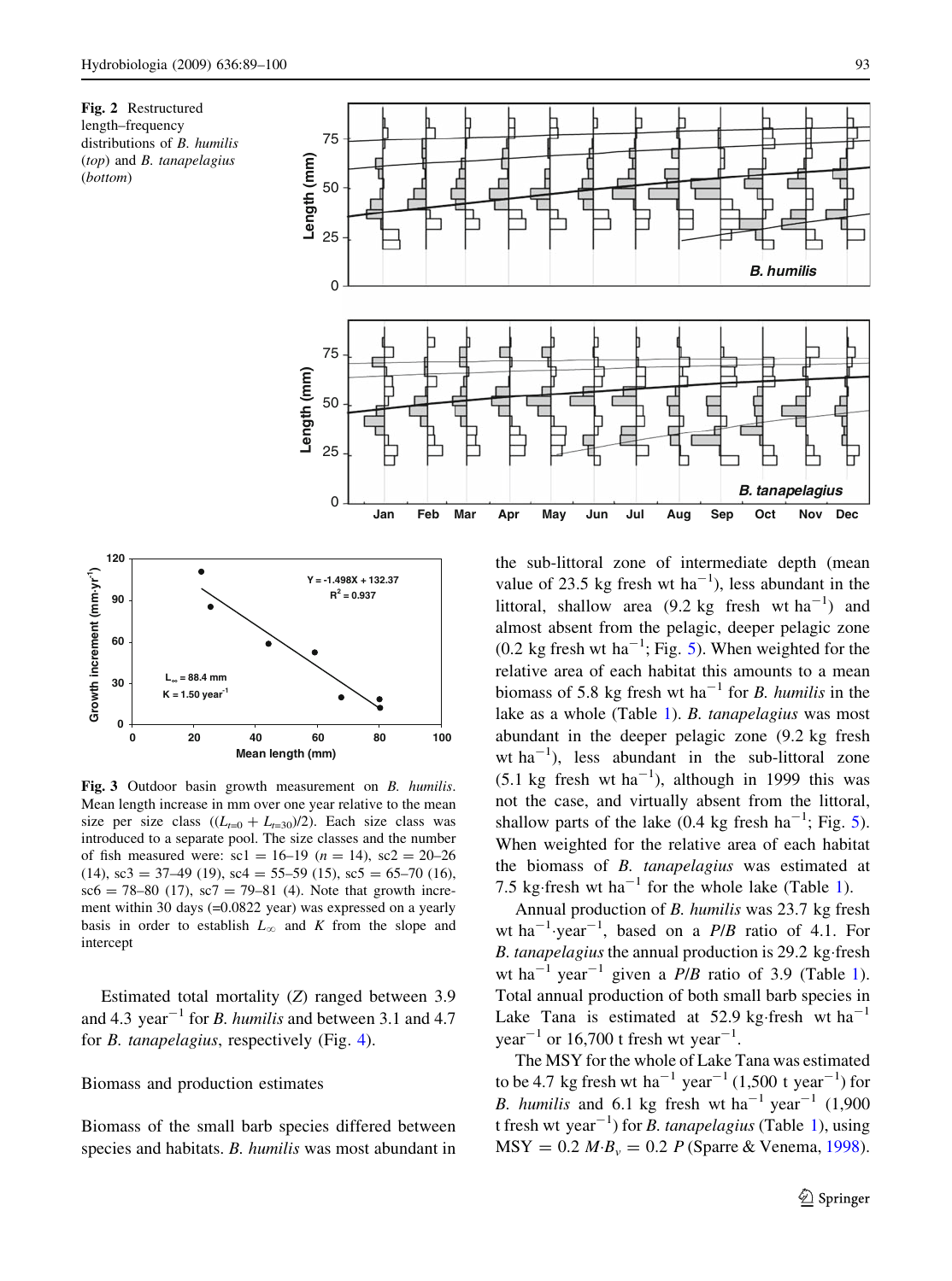**Fig. 2** Restructured length–frequency distributions of *B. humilis* (*top*) and *B. tanapelagius* (*bottom*)

**Fig. 3** Outdoor basin growth measurement on *B. humilis*. Mean length increase in mm over one year relative to the mean size per size class ($(L_{t=0} + L_{t=30})/2$). Each size class was introduced to a separate pool. The size classes and the number of fish measured were: sc1 = 16–19 ($n$ = 14), sc2 = 20–26 (14), sc3 = 37–49 (19), sc4 = 55–59 (15), sc5 = 65–70 (16), sc6 = 78–80 (17), sc7 = 79–81 (4). Note that growth increment within 30 days (=0.0822 year) was expressed on a yearly basis in order to establish $L_\infty$ and $K$ from the slope and intercept

Estimated total mortality ($Z$) ranged between 3.9 and 4.3 year$^{-1}$ for *B. humilis* and between 3.1 and 4.7 for *B. tanapelagius*, respectively (Fig. 4).

## Biomass and production estimates

Biomass of the small barb species differed between species and habitats. *B. humilis* was most abundant in the sub-littoral zone of intermediate depth (mean value of 23.5 kg fresh wt ha$^{-1}$), less abundant in the littoral, shallow area (9.2 kg fresh wt ha$^{-1}$) and almost absent from the pelagic, deeper pelagic zone (0.2 kg fresh wt ha$^{-1}$; Fig. 5). When weighted for the relative area of each habitat this amounts to a mean biomass of 5.8 kg fresh wt ha$^{-1}$ for *B. humilis* in the lake as a whole (Table 1). *B. tanapelagius* was most abundant in the deeper pelagic zone (9.2 kg fresh wt ha$^{-1}$), less abundant in the sub-littoral zone (5.1 kg fresh wt ha$^{-1}$), although in 1999 this was not the case, and virtually absent from the littoral, shallow parts of the lake (0.4 kg fresh ha$^{-1}$; Fig. 5). When weighted for the relative area of each habitat the biomass of *B. tanapelagius* was estimated at 7.5 kg·fresh wt ha$^{-1}$ for the whole lake (Table 1).

Annual production of *B. humilis* was 23.7 kg fresh wt ha$^{-1}$·year$^{-1}$, based on a *P*/*B* ratio of 4.1. For *B. tanapelagius* the annual production is 29.2 kg·fresh wt ha$^{-1}$ year$^{-1}$ given a *P*/*B* ratio of 3.9 (Table 1). Total annual production of both small barb species in Lake Tana is estimated at 52.9 kg·fresh wt ha$^{-1}$ year$^{-1}$ or 16,700 t fresh wt year$^{-1}$.

The MSY for the whole of Lake Tana was estimated to be 4.7 kg fresh wt ha$^{-1}$ year$^{-1}$ (1,500 t year$^{-1}$) for *B. humilis* and 6.1 kg fresh wt ha$^{-1}$ year$^{-1}$ (1,900 t fresh wt year$^{-1}$) for *B. tanapelagius* (Table 1), using MSY = $0.2\ M{\cdot}B_v = 0.2\ P$ (Sparre & Venema, 1998).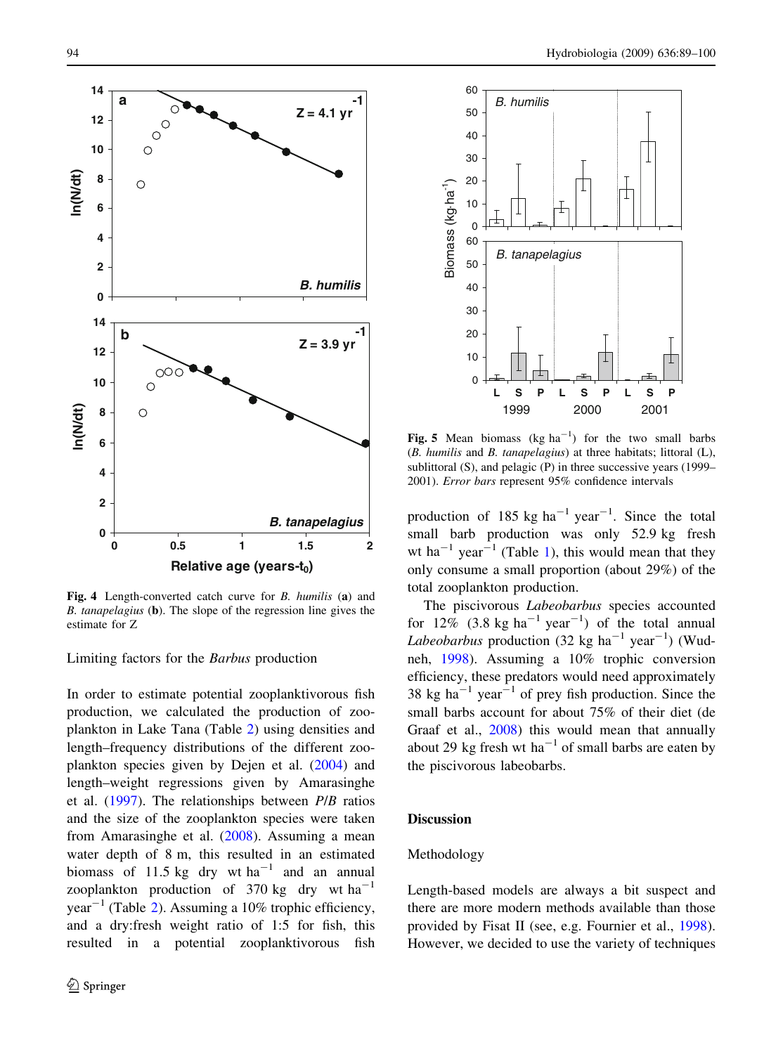Fig. 4 Length-converted catch curve for *B. humilis* (**a**) and *B. tanapelagius* (**b**). The slope of the regression line gives the estimate for Z

Fig. 5 Mean biomass (kg ha$^{-1}$) for the two small barbs (*B. humilis* and *B. tanapelagius*) at three habitats; littoral (L), sublittoral (S), and pelagic (P) in three successive years (1999–2001). *Error bars* represent 95% confidence intervals

Limiting factors for the *Barbus* production

In order to estimate potential zooplanktivorous fish production, we calculated the production of zooplankton in Lake Tana (Table 2) using densities and length–frequency distributions of the different zooplankton species given by Dejen et al. (2004) and length–weight regressions given by Amarasinghe et al. (1997). The relationships between *P*/*B* ratios and the size of the zooplankton species were taken from Amarasinghe et al. (2008). Assuming a mean water depth of 8 m, this resulted in an estimated biomass of 11.5 kg dry wt ha$^{-1}$ and an annual zooplankton production of 370 kg dry wt ha$^{-1}$ year$^{-1}$ (Table 2). Assuming a 10% trophic efficiency, and a dry:fresh weight ratio of 1:5 for fish, this resulted in a potential zooplanktivorous fish production of 185 kg ha$^{-1}$ year$^{-1}$. Since the total small barb production was only 52.9 kg fresh wt ha$^{-1}$ year$^{-1}$ (Table 1), this would mean that they only consume a small proportion (about 29%) of the total zooplankton production.

The piscivorous *Labeobarbus* species accounted for 12% (3.8 kg ha$^{-1}$ year$^{-1}$) of the total annual *Labeobarbus* production (32 kg ha$^{-1}$ year$^{-1}$) (Wudneh, 1998). Assuming a 10% trophic conversion efficiency, these predators would need approximately 38 kg ha$^{-1}$ year$^{-1}$ of prey fish production. Since the small barbs account for about 75% of their diet (de Graaf et al., 2008) this would mean that annually about 29 kg fresh wt ha$^{-1}$ of small barbs are eaten by the piscivorous labeobarbs.

## Discussion

### Methodology

Length-based models are always a bit suspect and there are more modern methods available than those provided by Fisat II (see, e.g. Fournier et al., 1998). However, we decided to use the variety of techniques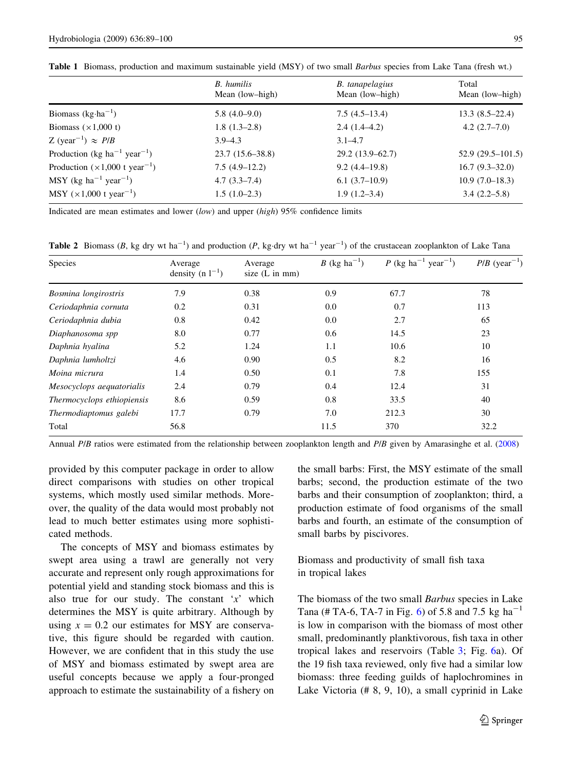**Table 1** Biomass, production and maximum sustainable yield (MSY) of two small *Barbus* species from Lake Tana (fresh wt.)

| | *B. humilis* Mean (low–high) | *B. tanapelagius* Mean (low–high) | Total Mean (low–high) |
|---|---|---|---|
| Biomass (kg·ha$^{-1}$) | 5.8 (4.0–9.0) | 7.5 (4.5–13.4) | 13.3 (8.5–22.4) |
| Biomass (×1,000 t) | 1.8 (1.3–2.8) | 2.4 (1.4–4.2) | 4.2 (2.7–7.0) |
| Z (year$^{-1}$) ≈ *P*/*B* | 3.9–4.3 | 3.1–4.7 | |
| Production (kg ha$^{-1}$ year$^{-1}$) | 23.7 (15.6–38.8) | 29.2 (13.9–62.7) | 52.9 (29.5–101.5) |
| Production (×1,000 t year$^{-1}$) | 7.5 (4.9–12.2) | 9.2 (4.4–19.8) | 16.7 (9.3–32.0) |
| MSY (kg ha$^{-1}$ year$^{-1}$) | 4.7 (3.3–7.4) | 6.1 (3.7–10.9) | 10.9 (7.0–18.3) |
| MSY (×1,000 t year$^{-1}$) | 1.5 (1.0–2.3) | 1.9 (1.2–3.4) | 3.4 (2.2–5.8) |

Indicated are mean estimates and lower (*low*) and upper (*high*) 95% confidence limits

**Table 2** Biomass (*B*, kg dry wt ha$^{-1}$) and production (*P*, kg·dry wt ha$^{-1}$ year$^{-1}$) of the crustacean zooplankton of Lake Tana

| Species | Average density (n l$^{-1}$) | Average size (L in mm) | *B* (kg ha$^{-1}$) | *P* (kg ha$^{-1}$ year$^{-1}$) | *P*/*B* (year$^{-1}$) |
|---|---|---|---|---|---|
| *Bosmina longirostris* | 7.9 | 0.38 | 0.9 | 67.7 | 78 |
| *Ceriodaphnia cornuta* | 0.2 | 0.31 | 0.0 | 0.7 | 113 |
| *Ceriodaphnia dubia* | 0.8 | 0.42 | 0.0 | 2.7 | 65 |
| *Diaphanosoma spp* | 8.0 | 0.77 | 0.6 | 14.5 | 23 |
| *Daphnia hyalina* | 5.2 | 1.24 | 1.1 | 10.6 | 10 |
| *Daphnia lumholtzi* | 4.6 | 0.90 | 0.5 | 8.2 | 16 |
| *Moina micrura* | 1.4 | 0.50 | 0.1 | 7.8 | 155 |
| *Mesocyclops aequatorialis* | 2.4 | 0.79 | 0.4 | 12.4 | 31 |
| *Thermocyclops ethiopiensis* | 8.6 | 0.59 | 0.8 | 33.5 | 40 |
| *Thermodiaptomus galebi* | 17.7 | 0.79 | 7.0 | 212.3 | 30 |
| Total | 56.8 | | 11.5 | 370 | 32.2 |

Annual *P*/*B* ratios were estimated from the relationship between zooplankton length and *P*/*B* given by Amarasinghe et al. (2008)

provided by this computer package in order to allow direct comparisons with studies on other tropical systems, which mostly used similar methods. Moreover, the quality of the data would most probably not lead to much better estimates using more sophisticated methods.

The concepts of MSY and biomass estimates by swept area using a trawl are generally not very accurate and represent only rough approximations for potential yield and standing stock biomass and this is also true for our study. The constant '*x*' which determines the MSY is quite arbitrary. Although by using $x = 0.2$ our estimates for MSY are conservative, this figure should be regarded with caution. However, we are confident that in this study the use of MSY and biomass estimated by swept area are useful concepts because we apply a four-pronged approach to estimate the sustainability of a fishery on the small barbs: First, the MSY estimate of the small barbs; second, the production estimate of the two barbs and their consumption of zooplankton; third, a production estimate of food organisms of the small barbs and fourth, an estimate of the consumption of small barbs by piscivores.

## Biomass and productivity of small fish taxa in tropical lakes

The biomass of the two small *Barbus* species in Lake Tana (# TA-6, TA-7 in Fig. 6) of 5.8 and 7.5 kg ha$^{-1}$ is low in comparison with the biomass of most other small, predominantly planktivorous, fish taxa in other tropical lakes and reservoirs (Table 3; Fig. 6a). Of the 19 fish taxa reviewed, only five had a similar low biomass: three feeding guilds of haplochromines in Lake Victoria (# 8, 9, 10), a small cyprinid in Lake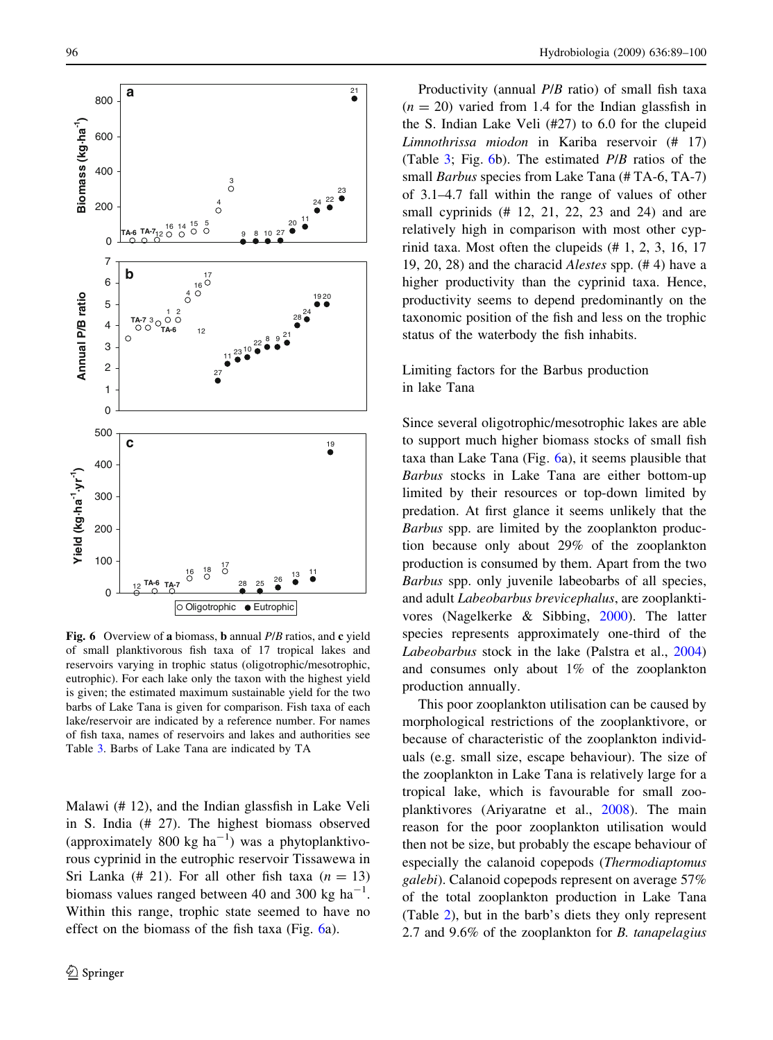Fig. 6 Overview of **a** biomass, **b** annual *P/B* ratios, and **c** yield of small planktivorous fish taxa of 17 tropical lakes and reservoirs varying in trophic status (oligotrophic/mesotrophic, eutrophic). For each lake only the taxon with the highest yield is given; the estimated maximum sustainable yield for the two barbs of Lake Tana is given for comparison. Fish taxa of each lake/reservoir are indicated by a reference number. For names of fish taxa, names of reservoirs and lakes and authorities see Table 3. Barbs of Lake Tana are indicated by TA

Malawi (# 12), and the Indian glassfish in Lake Veli in S. India (# 27). The highest biomass observed (approximately 800 kg $ha^{-1}$) was a phytoplanktivorous cyprinid in the eutrophic reservoir Tissawewa in Sri Lanka (# 21). For all other fish taxa ($n = 13$) biomass values ranged between 40 and 300 kg $ha^{-1}$. Within this range, trophic state seemed to have no effect on the biomass of the fish taxa (Fig. 6a).

Productivity (annual *P/B* ratio) of small fish taxa ($n = 20$) varied from 1.4 for the Indian glassfish in the S. Indian Lake Veli (#27) to 6.0 for the clupeid *Limnothrissa miodon* in Kariba reservoir (# 17) (Table 3; Fig. 6b). The estimated *P/B* ratios of the small *Barbus* species from Lake Tana (# TA-6, TA-7) of 3.1–4.7 fall within the range of values of other small cyprinids (# 12, 21, 22, 23 and 24) and are relatively high in comparison with most other cyprinid taxa. Most often the clupeids (# 1, 2, 3, 16, 17 19, 20, 28) and the characid *Alestes* spp. (# 4) have a higher productivity than the cyprinid taxa. Hence, productivity seems to depend predominantly on the taxonomic position of the fish and less on the trophic status of the waterbody the fish inhabits.

## Limiting factors for the Barbus production in lake Tana

Since several oligotrophic/mesotrophic lakes are able to support much higher biomass stocks of small fish taxa than Lake Tana (Fig. 6a), it seems plausible that *Barbus* stocks in Lake Tana are either bottom-up limited by their resources or top-down limited by predation. At first glance it seems unlikely that the *Barbus* spp. are limited by the zooplankton production because only about 29% of the zooplankton production is consumed by them. Apart from the two *Barbus* spp. only juvenile labeobarbs of all species, and adult *Labeobarbus brevicephalus*, are zooplanktivores (Nagelkerke & Sibbing, 2000). The latter species represents approximately one-third of the *Labeobarbus* stock in the lake (Palstra et al., 2004) and consumes only about 1% of the zooplankton production annually.

This poor zooplankton utilisation can be caused by morphological restrictions of the zooplanktivore, or because of characteristic of the zooplankton individuals (e.g. small size, escape behaviour). The size of the zooplankton in Lake Tana is relatively large for a tropical lake, which is favourable for small zooplanktivores (Ariyaratne et al., 2008). The main reason for the poor zooplankton utilisation would then not be size, but probably the escape behaviour of especially the calanoid copepods (*Thermodiaptomus galebi*). Calanoid copepods represent on average 57% of the total zooplankton production in Lake Tana (Table 2), but in the barb's diets they only represent 2.7 and 9.6% of the zooplankton for *B. tanapelagius*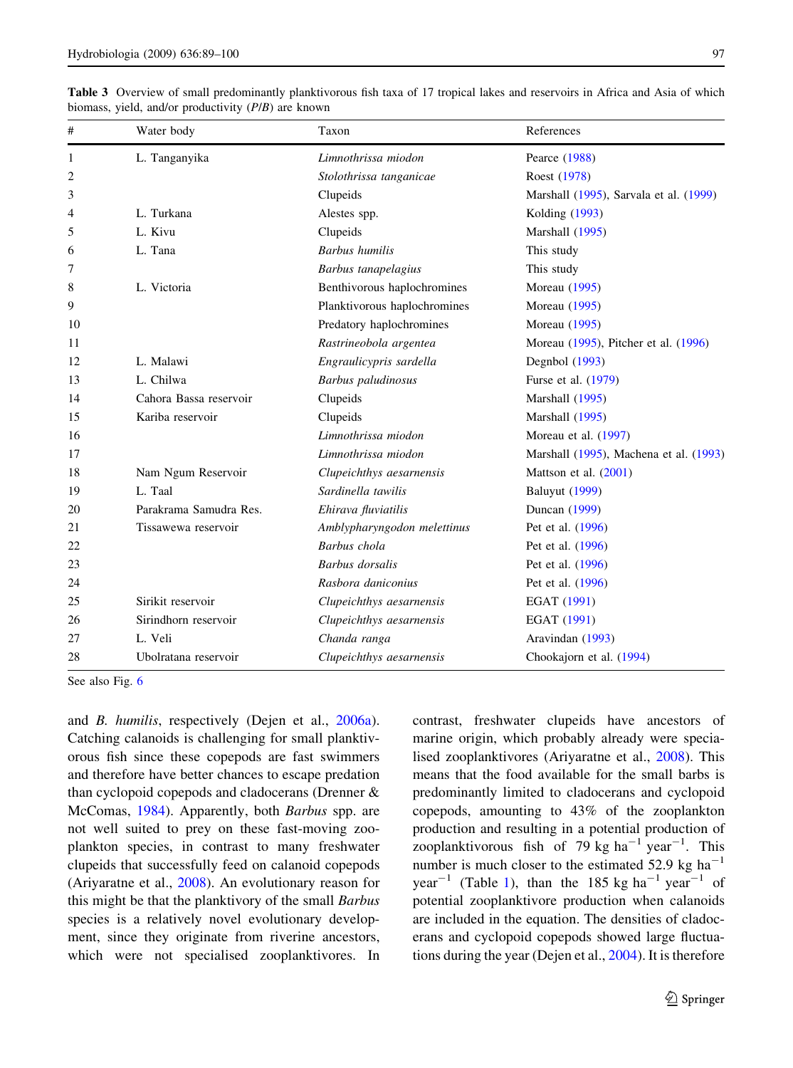**Table 3** Overview of small predominantly planktivorous fish taxa of 17 tropical lakes and reservoirs in Africa and Asia of which biomass, yield, and/or productivity (*P*/*B*) are known

| # | Water body | Taxon | References |
|---|---|---|---|
| 1 | L. Tanganyika | *Limnothrissa miodon* | Pearce (1988) |
| 2 | | *Stolothrissa tanganicae* | Roest (1978) |
| 3 | | Clupeids | Marshall (1995), Sarvala et al. (1999) |
| 4 | L. Turkana | Alestes spp. | Kolding (1993) |
| 5 | L. Kivu | Clupeids | Marshall (1995) |
| 6 | L. Tana | *Barbus humilis* | This study |
| 7 | | *Barbus tanapelagius* | This study |
| 8 | L. Victoria | Benthivorous haplochromines | Moreau (1995) |
| 9 | | Planktivorous haplochromines | Moreau (1995) |
| 10 | | Predatory haplochromines | Moreau (1995) |
| 11 | | *Rastrineobola argentea* | Moreau (1995), Pitcher et al. (1996) |
| 12 | L. Malawi | *Engraulicypris sardella* | Degnbol (1993) |
| 13 | L. Chilwa | *Barbus paludinosus* | Furse et al. (1979) |
| 14 | Cahora Bassa reservoir | Clupeids | Marshall (1995) |
| 15 | Kariba reservoir | Clupeids | Marshall (1995) |
| 16 | | *Limnothrissa miodon* | Moreau et al. (1997) |
| 17 | | *Limnothrissa miodon* | Marshall (1995), Machena et al. (1993) |
| 18 | Nam Ngum Reservoir | *Clupeichthys aesarnensis* | Mattson et al. (2001) |
| 19 | L. Taal | *Sardinella tawilis* | Baluyut (1999) |
| 20 | Parakrama Samudra Res. | *Ehirava fluviatilis* | Duncan (1999) |
| 21 | Tissawewa reservoir | *Amblypharyngodon melettinus* | Pet et al. (1996) |
| 22 | | *Barbus chola* | Pet et al. (1996) |
| 23 | | *Barbus dorsalis* | Pet et al. (1996) |
| 24 | | *Rasbora daniconius* | Pet et al. (1996) |
| 25 | Sirikit reservoir | *Clupeichthys aesarnensis* | EGAT (1991) |
| 26 | Sirindhorn reservoir | *Clupeichthys aesarnensis* | EGAT (1991) |
| 27 | L. Veli | *Chanda ranga* | Aravindan (1993) |
| 28 | Ubolratana reservoir | *Clupeichthys aesarnensis* | Chookajorn et al. (1994) |

See also Fig. 6

and *B. humilis*, respectively (Dejen et al., 2006a). Catching calanoids is challenging for small planktivorous fish since these copepods are fast swimmers and therefore have better chances to escape predation than cyclopoid copepods and cladocerans (Drenner & McComas, 1984). Apparently, both *Barbus* spp. are not well suited to prey on these fast-moving zooplankton species, in contrast to many freshwater clupeids that successfully feed on calanoid copepods (Ariyaratne et al., 2008). An evolutionary reason for this might be that the planktivory of the small *Barbus* species is a relatively novel evolutionary development, since they originate from riverine ancestors, which were not specialised zooplanktivores. In contrast, freshwater clupeids have ancestors of marine origin, which probably already were specialised zooplanktivores (Ariyaratne et al., 2008). This means that the food available for the small barbs is predominantly limited to cladocerans and cyclopoid copepods, amounting to 43% of the zooplankton production and resulting in a potential production of zooplanktivorous fish of 79 kg ha$^{-1}$ year$^{-1}$. This number is much closer to the estimated 52.9 kg ha$^{-1}$ year$^{-1}$ (Table 1), than the 185 kg ha$^{-1}$ year$^{-1}$ of potential zooplanktivore production when calanoids are included in the equation. The densities of cladocerans and cyclopoid copepods showed large fluctuations during the year (Dejen et al., 2004). It is therefore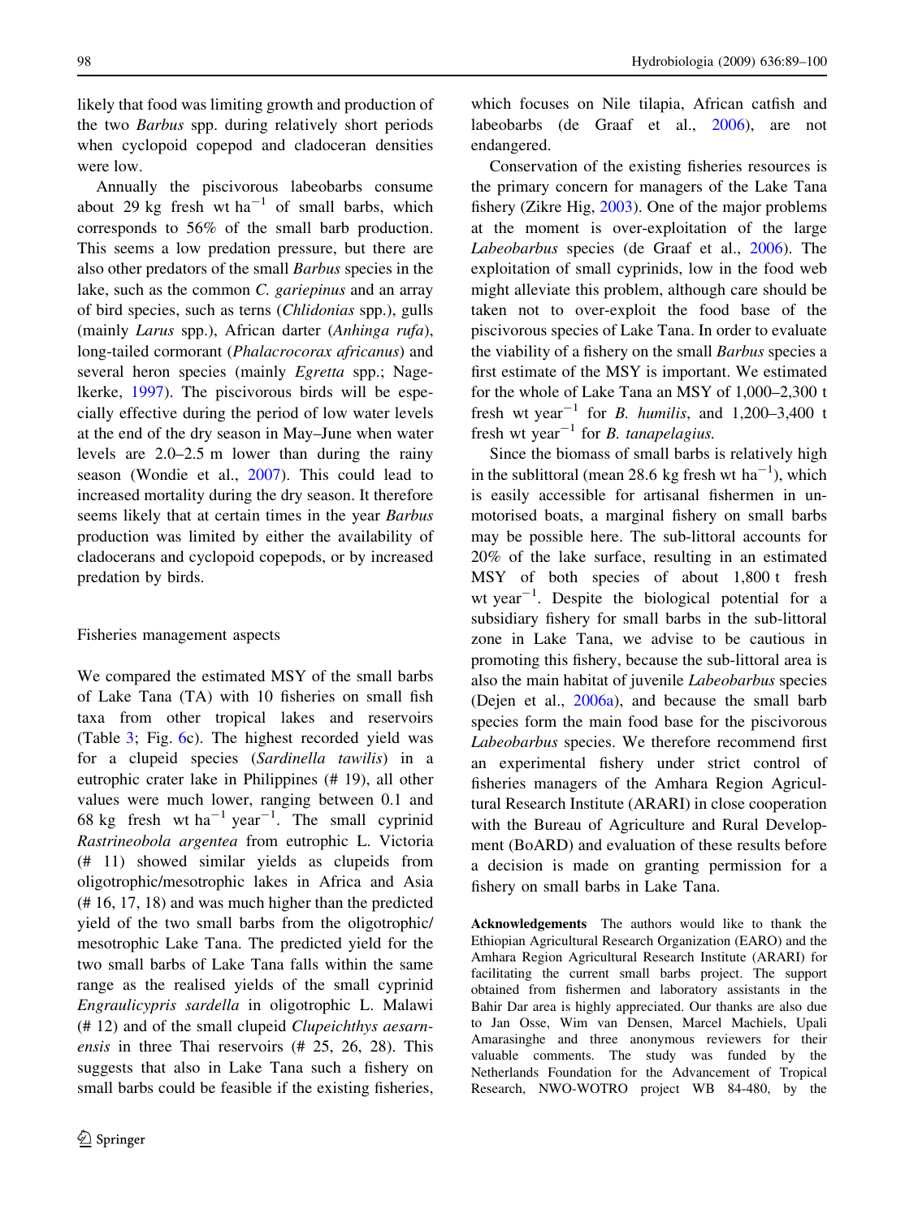likely that food was limiting growth and production of the two *Barbus* spp. during relatively short periods when cyclopoid copepod and cladoceran densities were low.

Annually the piscivorous labeobarbs consume about 29 kg fresh wt $ha^{-1}$ of small barbs, which corresponds to 56% of the small barb production. This seems a low predation pressure, but there are also other predators of the small *Barbus* species in the lake, such as the common *C. gariepinus* and an array of bird species, such as terns (*Chlidonias* spp.), gulls (mainly *Larus* spp.), African darter (*Anhinga rufa*), long-tailed cormorant (*Phalacrocorax africanus*) and several heron species (mainly *Egretta* spp.; Nagelkerke, 1997). The piscivorous birds will be especially effective during the period of low water levels at the end of the dry season in May–June when water levels are 2.0–2.5 m lower than during the rainy season (Wondie et al., 2007). This could lead to increased mortality during the dry season. It therefore seems likely that at certain times in the year *Barbus* production was limited by either the availability of cladocerans and cyclopoid copepods, or by increased predation by birds.

## Fisheries management aspects

We compared the estimated MSY of the small barbs of Lake Tana (TA) with 10 fisheries on small fish taxa from other tropical lakes and reservoirs (Table 3; Fig. 6c). The highest recorded yield was for a clupeid species (*Sardinella tawilis*) in a eutrophic crater lake in Philippines (# 19), all other values were much lower, ranging between 0.1 and 68 kg fresh wt $ha^{-1}$ $year^{-1}$. The small cyprinid *Rastrineobola argentea* from eutrophic L. Victoria (# 11) showed similar yields as clupeids from oligotrophic/mesotrophic lakes in Africa and Asia (# 16, 17, 18) and was much higher than the predicted yield of the two small barbs from the oligotrophic/mesotrophic Lake Tana. The predicted yield for the two small barbs of Lake Tana falls within the same range as the realised yields of the small cyprinid *Engraulicypris sardella* in oligotrophic L. Malawi (# 12) and of the small clupeid *Clupeichthys aesarnensis* in three Thai reservoirs (# 25, 26, 28). This suggests that also in Lake Tana such a fishery on small barbs could be feasible if the existing fisheries, which focuses on Nile tilapia, African catfish and labeobarbs (de Graaf et al., 2006), are not endangered.

Conservation of the existing fisheries resources is the primary concern for managers of the Lake Tana fishery (Zikre Hig, 2003). One of the major problems at the moment is over-exploitation of the large *Labeobarbus* species (de Graaf et al., 2006). The exploitation of small cyprinids, low in the food web might alleviate this problem, although care should be taken not to over-exploit the food base of the piscivorous species of Lake Tana. In order to evaluate the viability of a fishery on the small *Barbus* species a first estimate of the MSY is important. We estimated for the whole of Lake Tana an MSY of 1,000–2,300 t fresh wt $year^{-1}$ for *B. humilis*, and 1,200–3,400 t fresh wt $year^{-1}$ for *B. tanapelagius.*

Since the biomass of small barbs is relatively high in the sublittoral (mean 28.6 kg fresh wt $ha^{-1}$), which is easily accessible for artisanal fishermen in un-motorised boats, a marginal fishery on small barbs may be possible here. The sub-littoral accounts for 20% of the lake surface, resulting in an estimated MSY of both species of about 1,800 t fresh wt $year^{-1}$. Despite the biological potential for a subsidiary fishery for small barbs in the sub-littoral zone in Lake Tana, we advise to be cautious in promoting this fishery, because the sub-littoral area is also the main habitat of juvenile *Labeobarbus* species (Dejen et al., 2006a), and because the small barb species form the main food base for the piscivorous *Labeobarbus* species. We therefore recommend first an experimental fishery under strict control of fisheries managers of the Amhara Region Agricultural Research Institute (ARARI) in close cooperation with the Bureau of Agriculture and Rural Development (BoARD) and evaluation of these results before a decision is made on granting permission for a fishery on small barbs in Lake Tana.

**Acknowledgements** The authors would like to thank the Ethiopian Agricultural Research Organization (EARO) and the Amhara Region Agricultural Research Institute (ARARI) for facilitating the current small barbs project. The support obtained from fishermen and laboratory assistants in the Bahir Dar area is highly appreciated. Our thanks are also due to Jan Osse, Wim van Densen, Marcel Machiels, Upali Amarasinghe and three anonymous reviewers for their valuable comments. The study was funded by the Netherlands Foundation for the Advancement of Tropical Research, NWO-WOTRO project WB 84-480, by the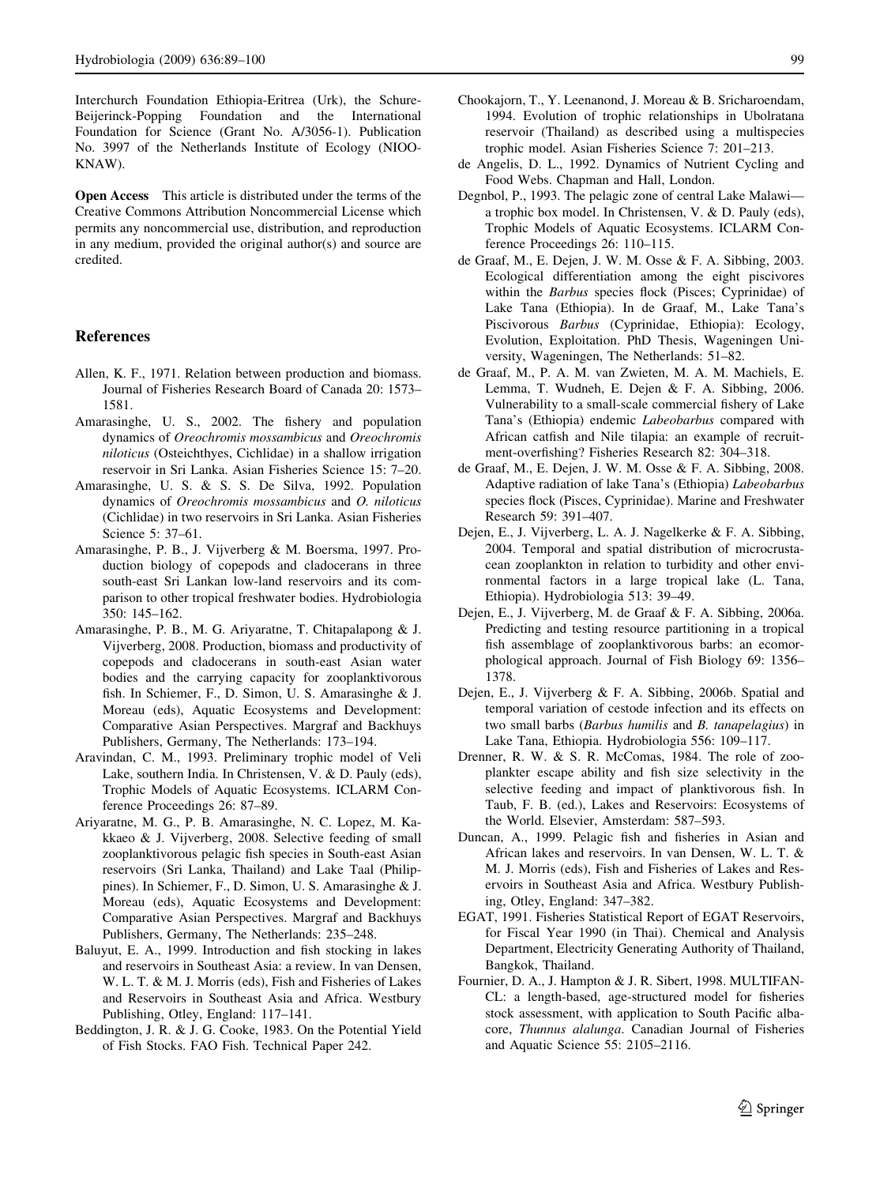Interchurch Foundation Ethiopia-Eritrea (Urk), the Schure-Beijerinck-Popping Foundation and the International Foundation for Science (Grant No. A/3056-1). Publication No. 3997 of the Netherlands Institute of Ecology (NIOO-KNAW).

**Open Access** This article is distributed under the terms of the Creative Commons Attribution Noncommercial License which permits any noncommercial use, distribution, and reproduction in any medium, provided the original author(s) and source are credited.

## References

Allen, K. F., 1971. Relation between production and biomass. Journal of Fisheries Research Board of Canada 20: 1573–1581.

Amarasinghe, U. S., 2002. The fishery and population dynamics of *Oreochromis mossambicus* and *Oreochromis niloticus* (Osteichthyes, Cichlidae) in a shallow irrigation reservoir in Sri Lanka. Asian Fisheries Science 15: 7–20.

Amarasinghe, U. S. & S. S. De Silva, 1992. Population dynamics of *Oreochromis mossambicus* and *O. niloticus* (Cichlidae) in two reservoirs in Sri Lanka. Asian Fisheries Science 5: 37–61.

Amarasinghe, P. B., J. Vijverberg & M. Boersma, 1997. Production biology of copepods and cladocerans in three south-east Sri Lankan low-land reservoirs and its comparison to other tropical freshwater bodies. Hydrobiologia 350: 145–162.

Amarasinghe, P. B., M. G. Ariyaratne, T. Chitapalapong & J. Vijverberg, 2008. Production, biomass and productivity of copepods and cladocerans in south-east Asian water bodies and the carrying capacity for zooplanktivorous fish. In Schiemer, F., D. Simon, U. S. Amarasinghe & J. Moreau (eds), Aquatic Ecosystems and Development: Comparative Asian Perspectives. Margraf and Backhuys Publishers, Germany, The Netherlands: 173–194.

Aravindan, C. M., 1993. Preliminary trophic model of Veli Lake, southern India. In Christensen, V. & D. Pauly (eds), Trophic Models of Aquatic Ecosystems. ICLARM Conference Proceedings 26: 87–89.

Ariyaratne, M. G., P. B. Amarasinghe, N. C. Lopez, M. Kakkaeo & J. Vijverberg, 2008. Selective feeding of small zooplanktivorous pelagic fish species in South-east Asian reservoirs (Sri Lanka, Thailand) and Lake Taal (Philippines). In Schiemer, F., D. Simon, U. S. Amarasinghe & J. Moreau (eds), Aquatic Ecosystems and Development: Comparative Asian Perspectives. Margraf and Backhuys Publishers, Germany, The Netherlands: 235–248.

Baluyut, E. A., 1999. Introduction and fish stocking in lakes and reservoirs in Southeast Asia: a review. In van Densen, W. L. T. & M. J. Morris (eds), Fish and Fisheries of Lakes and Reservoirs in Southeast Asia and Africa. Westbury Publishing, Otley, England: 117–141.

Beddington, J. R. & J. G. Cooke, 1983. On the Potential Yield of Fish Stocks. FAO Fish. Technical Paper 242.

Chookajorn, T., Y. Leenanond, J. Moreau & B. Sricharoendam, 1994. Evolution of trophic relationships in Ubolratana reservoir (Thailand) as described using a multispecies trophic model. Asian Fisheries Science 7: 201–213.

de Angelis, D. L., 1992. Dynamics of Nutrient Cycling and Food Webs. Chapman and Hall, London.

Degnbol, P., 1993. The pelagic zone of central Lake Malawi—a trophic box model. In Christensen, V. & D. Pauly (eds), Trophic Models of Aquatic Ecosystems. ICLARM Conference Proceedings 26: 110–115.

de Graaf, M., E. Dejen, J. W. M. Osse & F. A. Sibbing, 2003. Ecological differentiation among the eight piscivores within the *Barbus* species flock (Pisces; Cyprinidae) of Lake Tana (Ethiopia). In de Graaf, M., Lake Tana's Piscivorous *Barbus* (Cyprinidae, Ethiopia): Ecology, Evolution, Exploitation. PhD Thesis, Wageningen University, Wageningen, The Netherlands: 51–82.

de Graaf, M., P. A. M. van Zwieten, M. A. M. Machiels, E. Lemma, T. Wudneh, E. Dejen & F. A. Sibbing, 2006. Vulnerability to a small-scale commercial fishery of Lake Tana's (Ethiopia) endemic *Labeobarbus* compared with African catfish and Nile tilapia: an example of recruitment-overfishing? Fisheries Research 82: 304–318.

de Graaf, M., E. Dejen, J. W. M. Osse & F. A. Sibbing, 2008. Adaptive radiation of lake Tana's (Ethiopia) *Labeobarbus* species flock (Pisces, Cyprinidae). Marine and Freshwater Research 59: 391–407.

Dejen, E., J. Vijverberg, L. A. J. Nagelkerke & F. A. Sibbing, 2004. Temporal and spatial distribution of microcrustacean zooplankton in relation to turbidity and other environmental factors in a large tropical lake (L. Tana, Ethiopia). Hydrobiologia 513: 39–49.

Dejen, E., J. Vijverberg, M. de Graaf & F. A. Sibbing, 2006a. Predicting and testing resource partitioning in a tropical fish assemblage of zooplanktivorous barbs: an ecomorphological approach. Journal of Fish Biology 69: 1356–1378.

Dejen, E., J. Vijverberg & F. A. Sibbing, 2006b. Spatial and temporal variation of cestode infection and its effects on two small barbs (*Barbus humilis* and *B. tanapelagius*) in Lake Tana, Ethiopia. Hydrobiologia 556: 109–117.

Drenner, R. W. & S. R. McComas, 1984. The role of zooplankter escape ability and fish size selectivity in the selective feeding and impact of planktivorous fish. In Taub, F. B. (ed.), Lakes and Reservoirs: Ecosystems of the World. Elsevier, Amsterdam: 587–593.

Duncan, A., 1999. Pelagic fish and fisheries in Asian and African lakes and reservoirs. In van Densen, W. L. T. & M. J. Morris (eds), Fish and Fisheries of Lakes and Reservoirs in Southeast Asia and Africa. Westbury Publishing, Otley, England: 347–382.

EGAT, 1991. Fisheries Statistical Report of EGAT Reservoirs, for Fiscal Year 1990 (in Thai). Chemical and Analysis Department, Electricity Generating Authority of Thailand, Bangkok, Thailand.

Fournier, D. A., J. Hampton & J. R. Sibert, 1998. MULTIFAN-CL: a length-based, age-structured model for fisheries stock assessment, with application to South Pacific albacore, *Thunnus alalunga*. Canadian Journal of Fisheries and Aquatic Science 55: 2105–2116.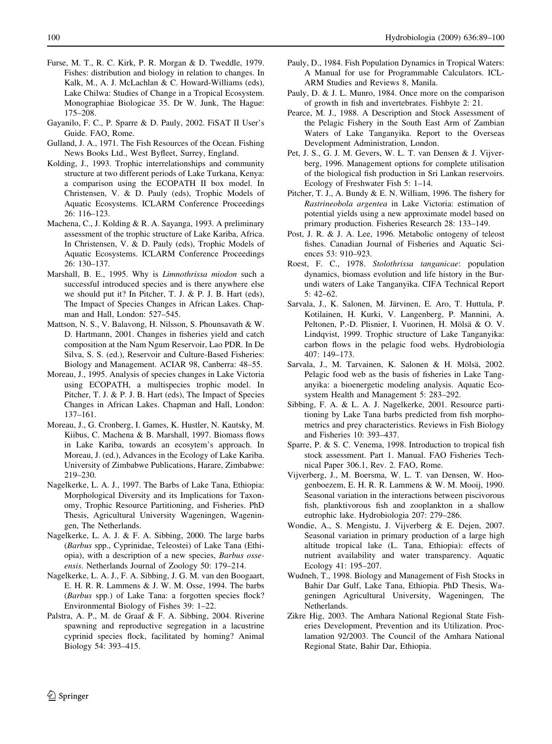Furse, M. T., R. C. Kirk, P. R. Morgan & D. Tweddle, 1979. Fishes: distribution and biology in relation to changes. In Kalk, M., A. J. McLachlan & C. Howard-Williams (eds), Lake Chilwa: Studies of Change in a Tropical Ecosystem. Monographiae Biologicae 35. Dr W. Junk, The Hague: 175–208.

Gayanilo, F. C., P. Sparre & D. Pauly, 2002. FiSAT II User's Guide. FAO, Rome.

Gulland, J. A., 1971. The Fish Resources of the Ocean. Fishing News Books Ltd., West Byfleet, Surrey, England.

Kolding, J., 1993. Trophic interrelationships and community structure at two different periods of Lake Turkana, Kenya: a comparison using the ECOPATH II box model. In Christensen, V. & D. Pauly (eds), Trophic Models of Aquatic Ecosystems. ICLARM Conference Proceedings 26: 116–123.

Machena, C., J. Kolding & R. A. Sayanga, 1993. A preliminary assessment of the trophic structure of Lake Kariba, Africa. In Christensen, V. & D. Pauly (eds), Trophic Models of Aquatic Ecosystems. ICLARM Conference Proceedings 26: 130–137.

Marshall, B. E., 1995. Why is *Limnothrissa miodon* such a successful introduced species and is there anywhere else we should put it? In Pitcher, T. J. & P. J. B. Hart (eds), The Impact of Species Changes in African Lakes. Chapman and Hall, London: 527–545.

Mattson, N. S., V. Balavong, H. Nilsson, S. Phounsavath & W. D. Hartmann, 2001. Changes in fisheries yield and catch composition at the Nam Ngum Reservoir, Lao PDR. In De Silva, S. S. (ed.), Reservoir and Culture-Based Fisheries: Biology and Management. ACIAR 98, Canberra: 48–55.

Moreau, J., 1995. Analysis of species changes in Lake Victoria using ECOPATH, a multispecies trophic model. In Pitcher, T. J. & P. J. B. Hart (eds), The Impact of Species Changes in African Lakes. Chapman and Hall, London: 137–161.

Moreau, J., G. Cronberg, I. Games, K. Hustler, N. Kautsky, M. Kiibus, C. Machena & B. Marshall, 1997. Biomass flows in Lake Kariba, towards an ecosytem's approach. In Moreau, J. (ed.), Advances in the Ecology of Lake Kariba. University of Zimbabwe Publications, Harare, Zimbabwe: 219–230.

Nagelkerke, L. A. J., 1997. The Barbs of Lake Tana, Ethiopia: Morphological Diversity and its Implications for Taxonomy, Trophic Resource Partitioning, and Fisheries. PhD Thesis, Agricultural University Wageningen, Wageningen, The Netherlands.

Nagelkerke, L. A. J. & F. A. Sibbing, 2000. The large barbs (*Barbus* spp., Cyprinidae, Teleostei) of Lake Tana (Ethiopia), with a description of a new species, *Barbus osseensis*. Netherlands Journal of Zoology 50: 179–214.

Nagelkerke, L. A. J., F. A. Sibbing, J. G. M. van den Boogaart, E. H. R. R. Lammens & J. W. M. Osse, 1994. The barbs (*Barbus* spp.) of Lake Tana: a forgotten species flock? Environmental Biology of Fishes 39: 1–22.

Palstra, A. P., M. de Graaf & F. A. Sibbing, 2004. Riverine spawning and reproductive segregation in a lacustrine cyprinid species flock, facilitated by homing? Animal Biology 54: 393–415.

Pauly, D., 1984. Fish Population Dynamics in Tropical Waters: A Manual for use for Programmable Calculators. ICLARM Studies and Reviews 8, Manila.

Pauly, D. & J. L. Munro, 1984. Once more on the comparison of growth in fish and invertebrates. Fishbyte 2: 21.

Pearce, M. J., 1988. A Description and Stock Assessment of the Pelagic Fishery in the South East Arm of Zambian Waters of Lake Tanganyika. Report to the Overseas Development Administration, London.

Pet, J. S., G. J. M. Gevers, W. L. T. van Densen & J. Vijverberg, 1996. Management options for complete utilisation of the biological fish production in Sri Lankan reservoirs. Ecology of Freshwater Fish 5: 1–14.

Pitcher, T. J., A. Bundy & E. N. William, 1996. The fishery for *Rastrineobola argentea* in Lake Victoria: estimation of potential yields using a new approximate model based on primary production. Fisheries Research 28: 133–149.

Post, J. R. & J. A. Lee, 1996. Metabolic ontogeny of teleost fishes. Canadian Journal of Fisheries and Aquatic Sciences 53: 910–923.

Roest, F. C., 1978. *Stolothrissa tanganicae*: population dynamics, biomass evolution and life history in the Burundi waters of Lake Tanganyika. CIFA Technical Report 5: 42–62.

Sarvala, J., K. Salonen, M. Järvinen, E. Aro, T. Huttula, P. Kotilainen, H. Kurki, V. Langenberg, P. Mannini, A. Peltonen, P.-D. Plisnier, I. Vuorinen, H. Mölsä & O. V. Lindqvist, 1999. Trophic structure of Lake Tanganyika: carbon flows in the pelagic food webs. Hydrobiologia 407: 149–173.

Sarvala, J., M. Tarvainen, K. Salonen & H. Mölsä, 2002. Pelagic food web as the basis of fisheries in Lake Tanganyika: a bioenergetic modeling analysis. Aquatic Ecosystem Health and Management 5: 283–292.

Sibbing, F. A. & L. A. J. Nagelkerke, 2001. Resource partitioning by Lake Tana barbs predicted from fish morphometrics and prey characteristics. Reviews in Fish Biology and Fisheries 10: 393–437.

Sparre, P. & S. C. Venema, 1998. Introduction to tropical fish stock assessment. Part 1. Manual. FAO Fisheries Technical Paper 306.1, Rev. 2. FAO, Rome.

Vijverberg, J., M. Boersma, W. L. T. van Densen, W. Hoogenboezem, E. H. R. R. Lammens & W. M. Mooij, 1990. Seasonal variation in the interactions between piscivorous fish, planktivorous fish and zooplankton in a shallow eutrophic lake. Hydrobiologia 207: 279–286.

Wondie, A., S. Mengistu, J. Vijverberg & E. Dejen, 2007. Seasonal variation in primary production of a large high altitude tropical lake (L. Tana, Ethiopia): effects of nutrient availability and water transparency. Aquatic Ecology 41: 195–207.

Wudneh, T., 1998. Biology and Management of Fish Stocks in Bahir Dar Gulf, Lake Tana, Ethiopia. PhD Thesis, Wageningen Agricultural University, Wageningen, The Netherlands.

Zikre Hig, 2003. The Amhara National Regional State Fisheries Development, Prevention and its Utilization. Proclamation 92/2003. The Council of the Amhara National Regional State, Bahir Dar, Ethiopia.